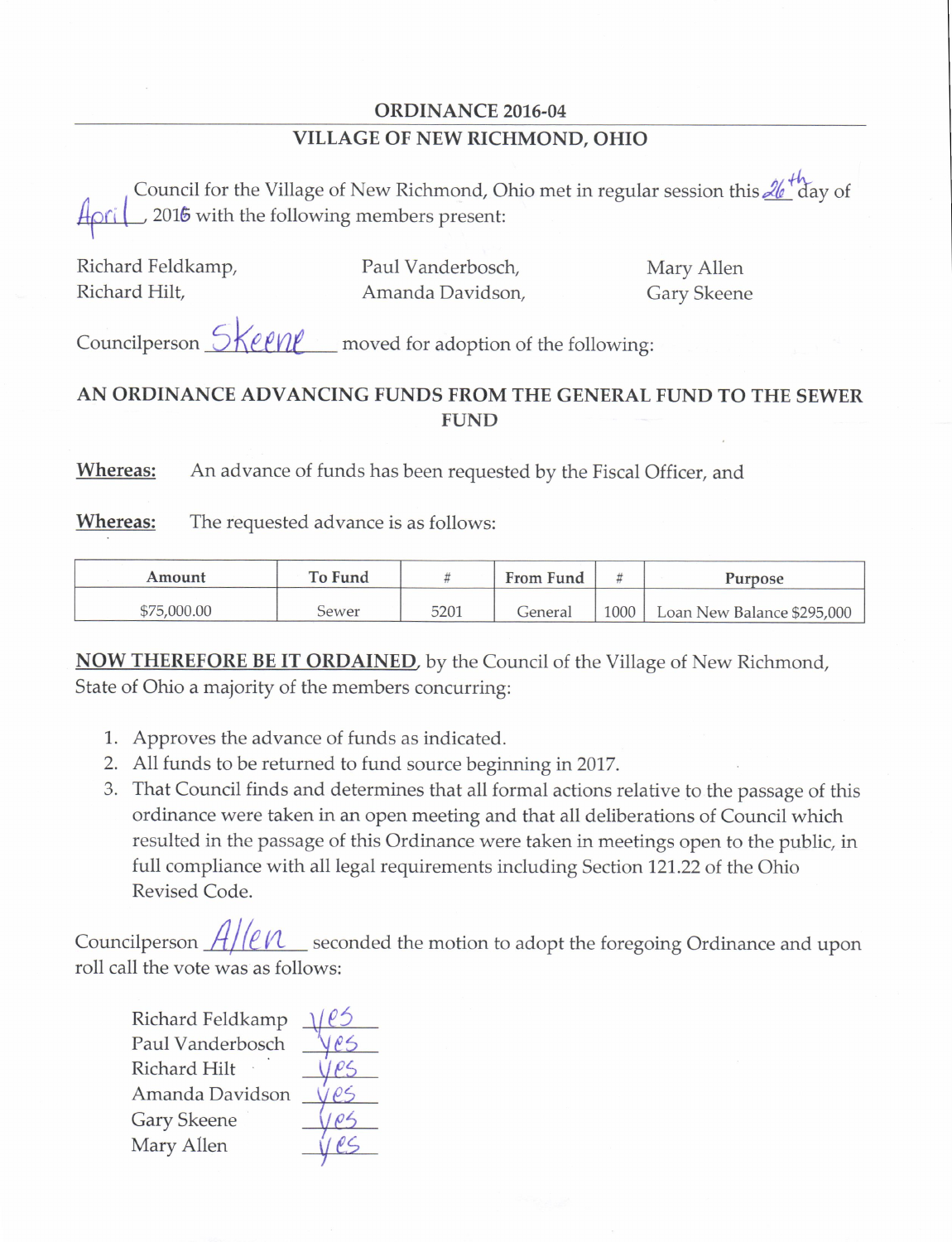# ORDINANCE 2016-04

## VILLAGE OF NEW RICHMOND, OHIO

Council for the Village of New Richmond, Ohio met in regular session this 26th day of April, 2016 with the following members present:

Richard Feldkamp, Paul Vanderbosch, Mary Allen
Richard Hilt, Amanda Davidson, Gary Skeene

Councilperson Skeene moved for adoption of the following:

**AN ORDINANCE ADVANCING FUNDS FROM THE GENERAL FUND TO THE SEWER FUND**

**Whereas:** An advance of funds has been requested by the Fiscal Officer, and

**Whereas:** The requested advance is as follows:

| Amount | To Fund | # | From Fund | # | Purpose |
|---|---|---|---|---|---|
| $75,000.00 | Sewer | 5201 | General | 1000 | Loan New Balance $295,000 |

**NOW THEREFORE BE IT ORDAINED**, by the Council of the Village of New Richmond, State of Ohio a majority of the members concurring:

1. Approves the advance of funds as indicated.
2. All funds to be returned to fund source beginning in 2017.
3. That Council finds and determines that all formal actions relative to the passage of this ordinance were taken in an open meeting and that all deliberations of Council which resulted in the passage of this Ordinance were taken in meetings open to the public, in full compliance with all legal requirements including Section 121.22 of the Ohio Revised Code.

Councilperson Allen seconded the motion to adopt the foregoing Ordinance and upon roll call the vote was as follows:

Richard Feldkamp yes
Paul Vanderbosch yes
Richard Hilt yes
Amanda Davidson yes
Gary Skeene yes
Mary Allen yes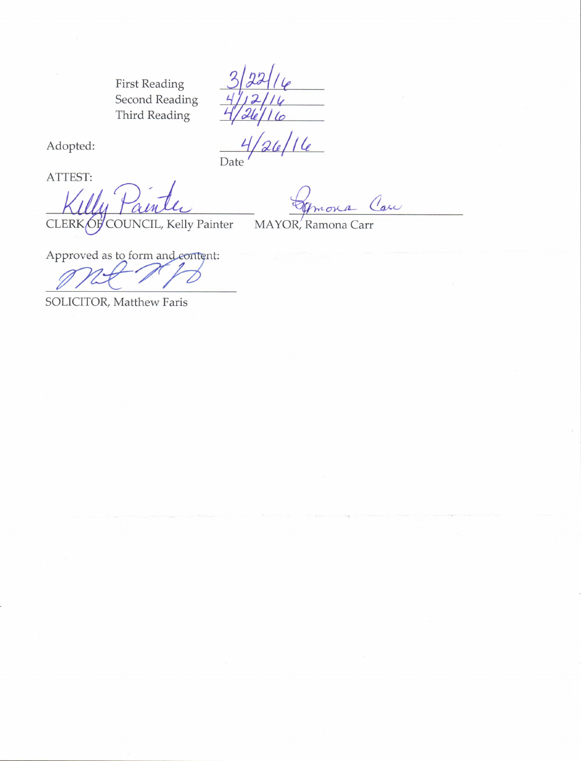First Reading 3/22/16

Second Reading 4/12/16

Third Reading 4/26/16

Adopted: 4/26/16

Date

ATTEST:

Kelly Painter

CLERK OF COUNCIL, Kelly Painter

Ramona Carr

MAYOR, Ramona Carr

Approved as to form and content:

SOLICITOR, Matthew Faris